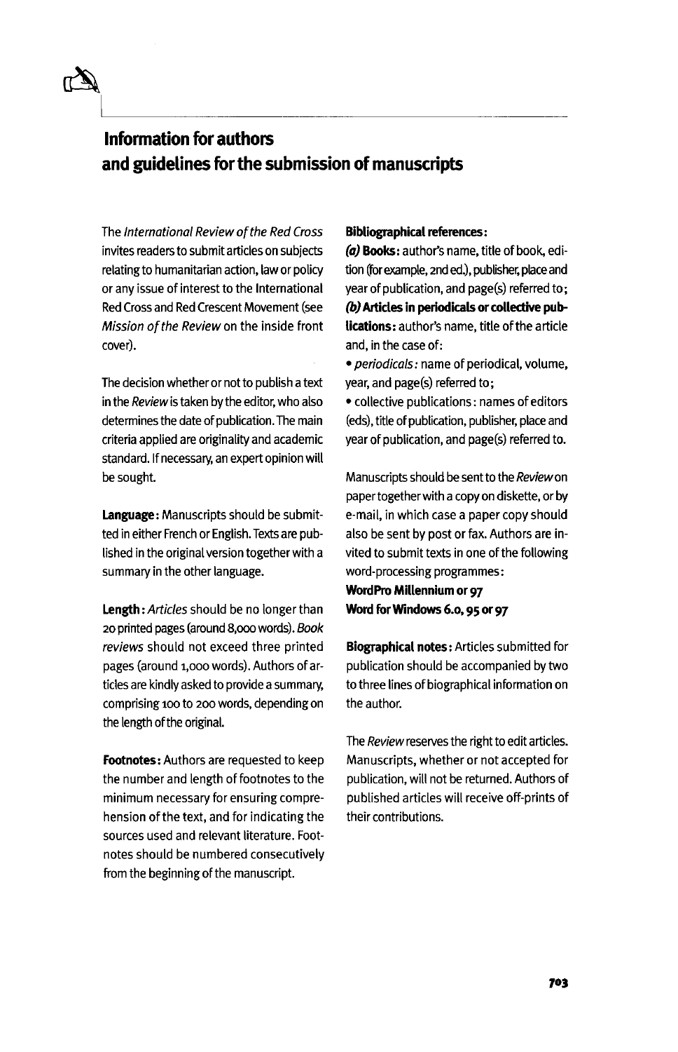# Information for authors and guidelines for the submission of manuscripts

The *International Review of the Red Cross* invites readers to submit articles on subjects relating to humanitarian action, law or policy or any issue of interest to the International Red Cross and Red Crescent Movement (see *Mission of the Review* on the inside front cover).

The decision whether or not to publish a text in the *Review* is taken by the editor, who also determines the date of publication. The main criteria applied are originality and academic standard. If necessary, an expert opinion will be sought.

**Language:** Manuscripts should be submitted in either French or English. Texts are published in the original version together with a summary in the other language.

**Length:** *Articles* should be no longer than 20 printed pages (around 8,000 words). *Book reviews* should not exceed three printed pages (around 1,000 words). Authors of articles are kindly asked to provide a summary, comprising 100 to 200 words, depending on the length of the original.

**Footnotes:** Authors are requested to keep the number and length of footnotes to the minimum necessary for ensuring comprehension of the text, and for indicating the sources used and relevant literature. Footnotes should be numbered consecutively from the beginning of the manuscript.

**Bibliographical references:**

***(a)* Books:** author's name, title of book, edition (for example, 2nd ed.), publisher, place and year of publication, and page(s) referred to;

***(b)* Articles in periodicals or collective publications:** author's name, title of the article and, in the case of:

- *periodicals:* name of periodical, volume, year, and page(s) referred to;
- collective publications: names of editors (eds), title of publication, publisher, place and year of publication, and page(s) referred to.

Manuscripts should be sent to the *Review* on paper together with a copy on diskette, or by e-mail, in which case a paper copy should also be sent by post or fax. Authors are invited to submit texts in one of the following word-processing programmes:

**WordPro Millennium or 97**

**Word for Windows 6.0, 95 or 97**

**Biographical notes:** Articles submitted for publication should be accompanied by two to three lines of biographical information on the author.

The *Review* reserves the right to edit articles. Manuscripts, whether or not accepted for publication, will not be returned. Authors of published articles will receive off-prints of their contributions.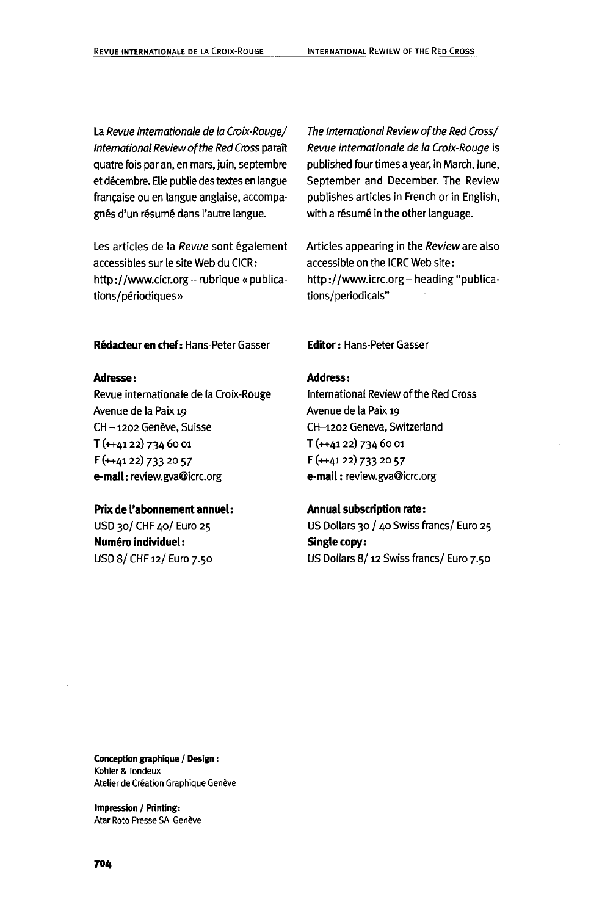La *Revue internationale de la Croix-Rouge/ International Review of the Red Cross* paraît quatre fois par an, en mars, juin, septembre et décembre. Elle publie des textes en langue française ou en langue anglaise, accompagnés d'un résumé dans l'autre langue.

Les articles de la *Revue* sont également accessibles sur le site Web du CICR : http://www.cicr.org – rubrique « publications/périodiques »

**Rédacteur en chef :** Hans-Peter Gasser

**Adresse :**
Revue internationale de la Croix-Rouge
Avenue de la Paix 19
CH – 1202 Genève, Suisse
**T** (++41 22) 734 60 01
**F** (++41 22) 733 20 57
**e-mail :** review.gva@icrc.org

**Prix de l'abonnement annuel :**
USD 30/ CHF 40/ Euro 25
**Numéro individuel :**
USD 8/ CHF 12/ Euro 7.50

*The International Review of the Red Cross/ Revue internationale de la Croix-Rouge* is published four times a year, in March, June, September and December. The Review publishes articles in French or in English, with a résumé in the other language.

Articles appearing in the *Review* are also accessible on the ICRC Web site: http://www.icrc.org – heading "publications/periodicals"

**Editor :** Hans-Peter Gasser

**Address :**
International Review of the Red Cross
Avenue de la Paix 19
CH–1202 Geneva, Switzerland
**T** (++41 22) 734 60 01
**F** (++41 22) 733 20 57
**e-mail :** review.gva@icrc.org

**Annual subscription rate :**
US Dollars 30 / 40 Swiss francs/ Euro 25
**Single copy :**
US Dollars 8/ 12 Swiss francs/ Euro 7.50

**Conception graphique / Design :**
Kohler & Tondeux
Atelier de Création Graphique Genève

**Impression / Printing :**
Atar Roto Presse SA Genève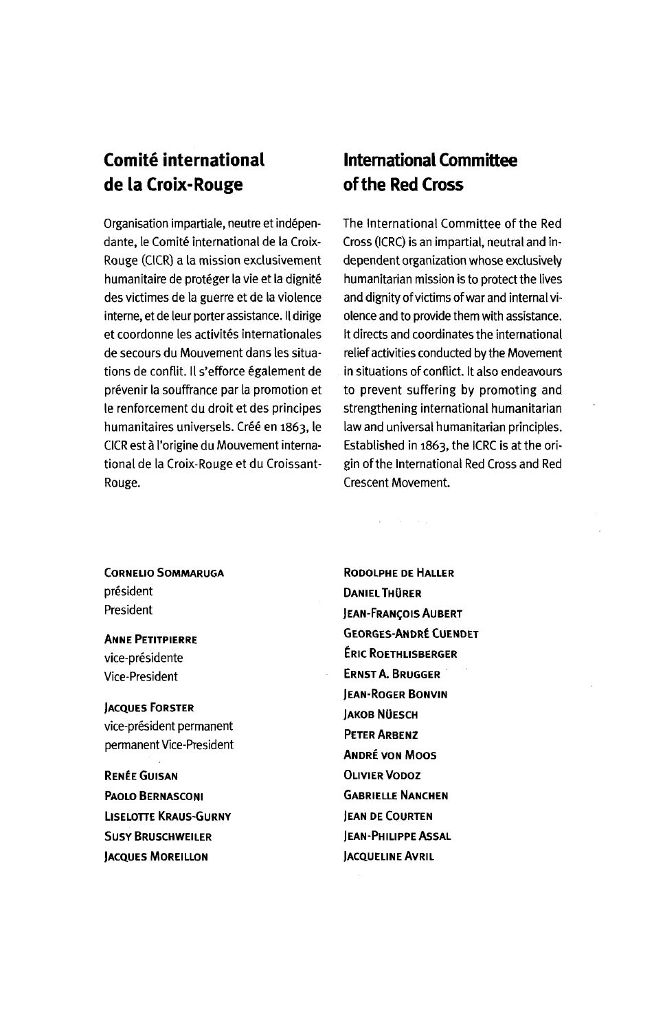## Comité international de la Croix-Rouge

Organisation impartiale, neutre et indépendante, le Comité international de la Croix-Rouge (CICR) a la mission exclusivement humanitaire de protéger la vie et la dignité des victimes de la guerre et de la violence interne, et de leur porter assistance. Il dirige et coordonne les activités internationales de secours du Mouvement dans les situations de conflit. Il s'efforce également de prévenir la souffrance par la promotion et le renforcement du droit et des principes humanitaires universels. Créé en 1863, le CICR est à l'origine du Mouvement international de la Croix-Rouge et du Croissant-Rouge.

## International Committee of the Red Cross

The International Committee of the Red Cross (ICRC) is an impartial, neutral and independent organization whose exclusively humanitarian mission is to protect the lives and dignity of victims of war and internal violence and to provide them with assistance. It directs and coordinates the international relief activities conducted by the Movement in situations of conflict. It also endeavours to prevent suffering by promoting and strengthening international humanitarian law and universal humanitarian principles. Established in 1863, the ICRC is at the origin of the International Red Cross and Red Crescent Movement.

**CORNELIO SOMMARUGA**
président
President

**ANNE PETITPIERRE**
vice-présidente
Vice-President

**JACQUES FORSTER**
vice-président permanent
permanent Vice-President

**RENÉE GUISAN**
**PAOLO BERNASCONI**
**LISELOTTE KRAUS-GURNY**
**SUSY BRUSCHWEILER**
**JACQUES MOREILLON**
**RODOLPHE DE HALLER**
**DANIEL THÜRER**
**JEAN-FRANÇOIS AUBERT**
**GEORGES-ANDRÉ CUENDET**
**ÉRIC ROETHLISBERGER**
**ERNST A. BRUGGER**
**JEAN-ROGER BONVIN**
**JAKOB NÜESCH**
**PETER ARBENZ**
**ANDRÉ VON MOOS**
**OLIVIER VODOZ**
**GABRIELLE NANCHEN**
**JEAN DE COURTEN**
**JEAN-PHILIPPE ASSAL**
**JACQUELINE AVRIL**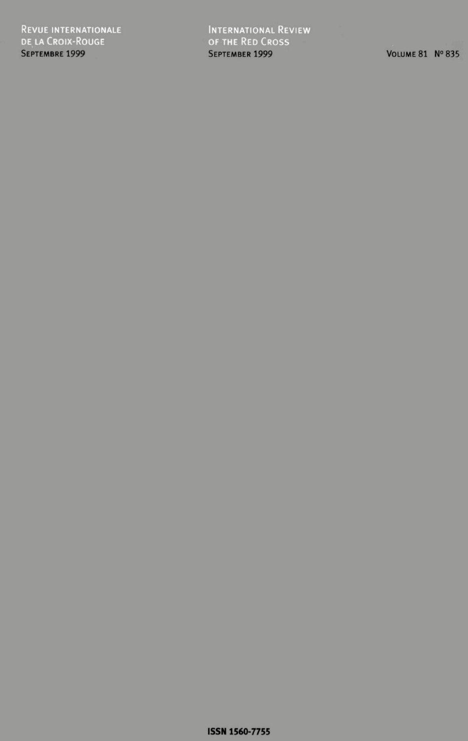Revue internationale de la Croix-Rouge
Septembre 1999

International Review of the Red Cross
September 1999

Volume 81 N° 835

ISSN 1560-7755